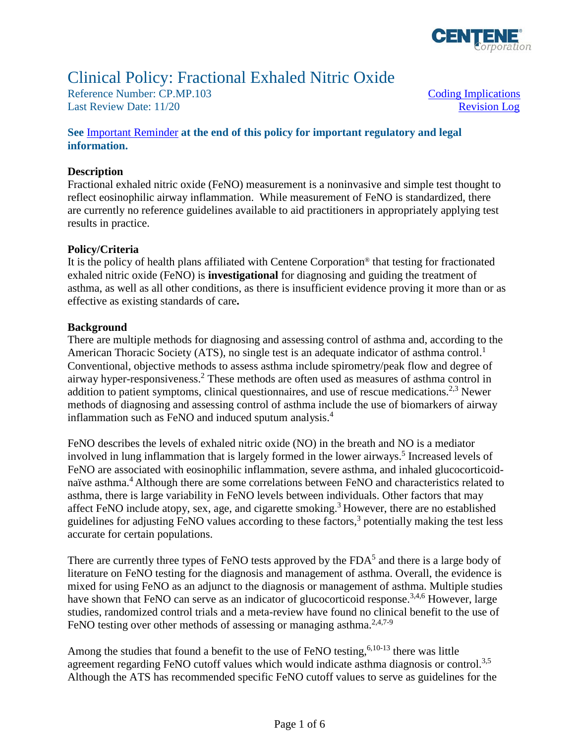# Clinical Policy: Fractional Exhaled Nitric Oxide

Reference Number: CP.MP.103
Last Review Date: 11/20

Coding Implications
Revision Log

**See Important Reminder at the end of this policy for important regulatory and legal information.**

## Description

Fractional exhaled nitric oxide (FeNO) measurement is a noninvasive and simple test thought to reflect eosinophilic airway inflammation. While measurement of FeNO is standardized, there are currently no reference guidelines available to aid practitioners in appropriately applying test results in practice.

## Policy/Criteria

It is the policy of health plans affiliated with Centene Corporation® that testing for fractionated exhaled nitric oxide (FeNO) is **investigational** for diagnosing and guiding the treatment of asthma, as well as all other conditions, as there is insufficient evidence proving it more than or as effective as existing standards of care**.**

## Background

There are multiple methods for diagnosing and assessing control of asthma and, according to the American Thoracic Society (ATS), no single test is an adequate indicator of asthma control.[1] Conventional, objective methods to assess asthma include spirometry/peak flow and degree of airway hyper-responsiveness.[2] These methods are often used as measures of asthma control in addition to patient symptoms, clinical questionnaires, and use of rescue medications.[2,3] Newer methods of diagnosing and assessing control of asthma include the use of biomarkers of airway inflammation such as FeNO and induced sputum analysis.[4]

FeNO describes the levels of exhaled nitric oxide (NO) in the breath and NO is a mediator involved in lung inflammation that is largely formed in the lower airways.[5] Increased levels of FeNO are associated with eosinophilic inflammation, severe asthma, and inhaled glucocorticoid-naïve asthma.[4] Although there are some correlations between FeNO and characteristics related to asthma, there is large variability in FeNO levels between individuals. Other factors that may affect FeNO include atopy, sex, age, and cigarette smoking.[3] However, there are no established guidelines for adjusting FeNO values according to these factors,[3] potentially making the test less accurate for certain populations.

There are currently three types of FeNO tests approved by the FDA[5] and there is a large body of literature on FeNO testing for the diagnosis and management of asthma. Overall, the evidence is mixed for using FeNO as an adjunct to the diagnosis or management of asthma. Multiple studies have shown that FeNO can serve as an indicator of glucocorticoid response.[3,4,6] However, large studies, randomized control trials and a meta-review have found no clinical benefit to the use of FeNO testing over other methods of assessing or managing asthma.[2,4,7-9]

Among the studies that found a benefit to the use of FeNO testing,[6,10-13] there was little agreement regarding FeNO cutoff values which would indicate asthma diagnosis or control.[3,5] Although the ATS has recommended specific FeNO cutoff values to serve as guidelines for the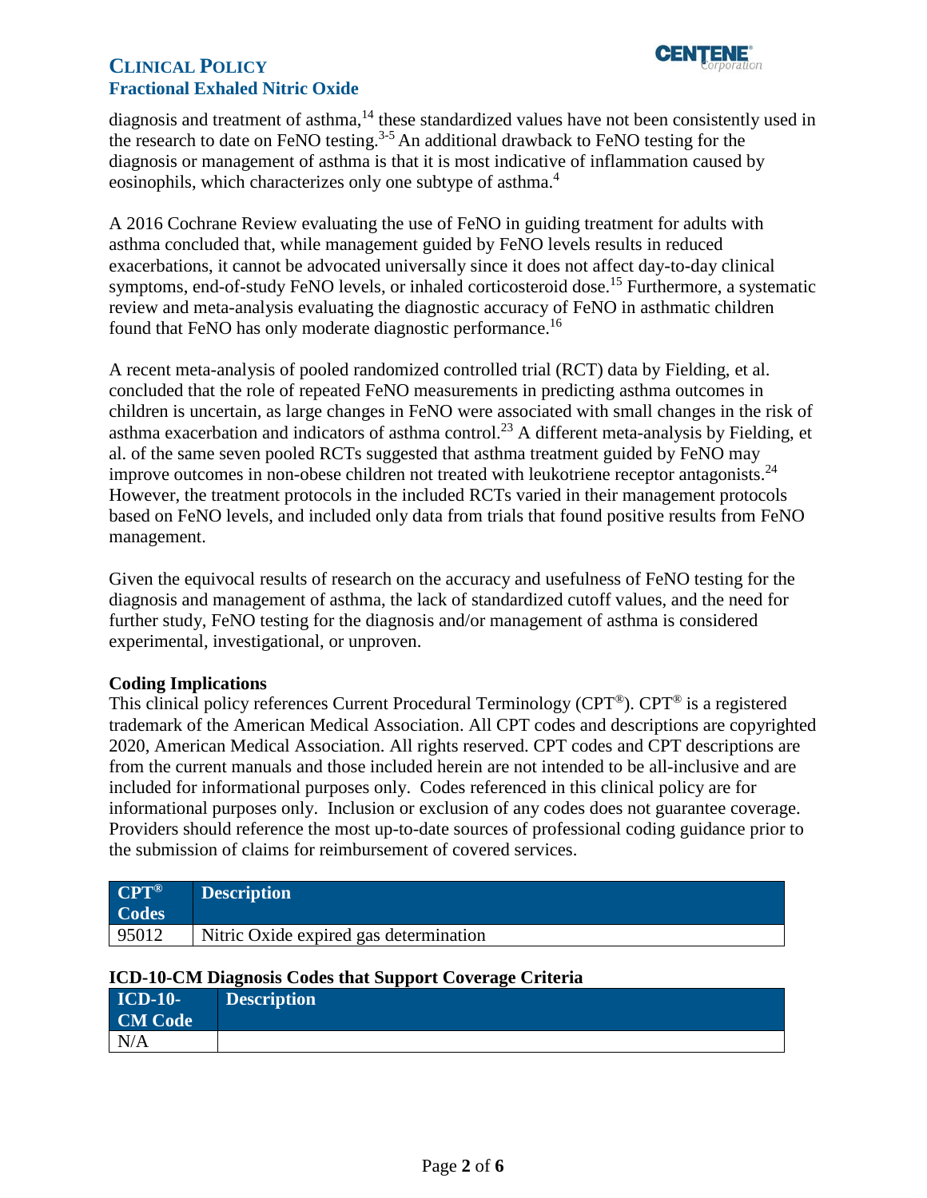diagnosis and treatment of asthma,[14] these standardized values have not been consistently used in the research to date on FeNO testing.[3-5] An additional drawback to FeNO testing for the diagnosis or management of asthma is that it is most indicative of inflammation caused by eosinophils, which characterizes only one subtype of asthma.[4]

A 2016 Cochrane Review evaluating the use of FeNO in guiding treatment for adults with asthma concluded that, while management guided by FeNO levels results in reduced exacerbations, it cannot be advocated universally since it does not affect day-to-day clinical symptoms, end-of-study FeNO levels, or inhaled corticosteroid dose.[15] Furthermore, a systematic review and meta-analysis evaluating the diagnostic accuracy of FeNO in asthmatic children found that FeNO has only moderate diagnostic performance.[16]

A recent meta-analysis of pooled randomized controlled trial (RCT) data by Fielding, et al. concluded that the role of repeated FeNO measurements in predicting asthma outcomes in children is uncertain, as large changes in FeNO were associated with small changes in the risk of asthma exacerbation and indicators of asthma control.[23] A different meta-analysis by Fielding, et al. of the same seven pooled RCTs suggested that asthma treatment guided by FeNO may improve outcomes in non-obese children not treated with leukotriene receptor antagonists.[24] However, the treatment protocols in the included RCTs varied in their management protocols based on FeNO levels, and included only data from trials that found positive results from FeNO management.

Given the equivocal results of research on the accuracy and usefulness of FeNO testing for the diagnosis and management of asthma, the lack of standardized cutoff values, and the need for further study, FeNO testing for the diagnosis and/or management of asthma is considered experimental, investigational, or unproven.

### Coding Implications

This clinical policy references Current Procedural Terminology (CPT®). CPT® is a registered trademark of the American Medical Association. All CPT codes and descriptions are copyrighted 2020, American Medical Association. All rights reserved. CPT codes and CPT descriptions are from the current manuals and those included herein are not intended to be all-inclusive and are included for informational purposes only. Codes referenced in this clinical policy are for informational purposes only. Inclusion or exclusion of any codes does not guarantee coverage. Providers should reference the most up-to-date sources of professional coding guidance prior to the submission of claims for reimbursement of covered services.

| CPT® Codes | Description |
|---|---|
| 95012 | Nitric Oxide expired gas determination |

**ICD-10-CM Diagnosis Codes that Support Coverage Criteria**

| ICD-10-CM Code | Description |
|---|---|
| N/A | |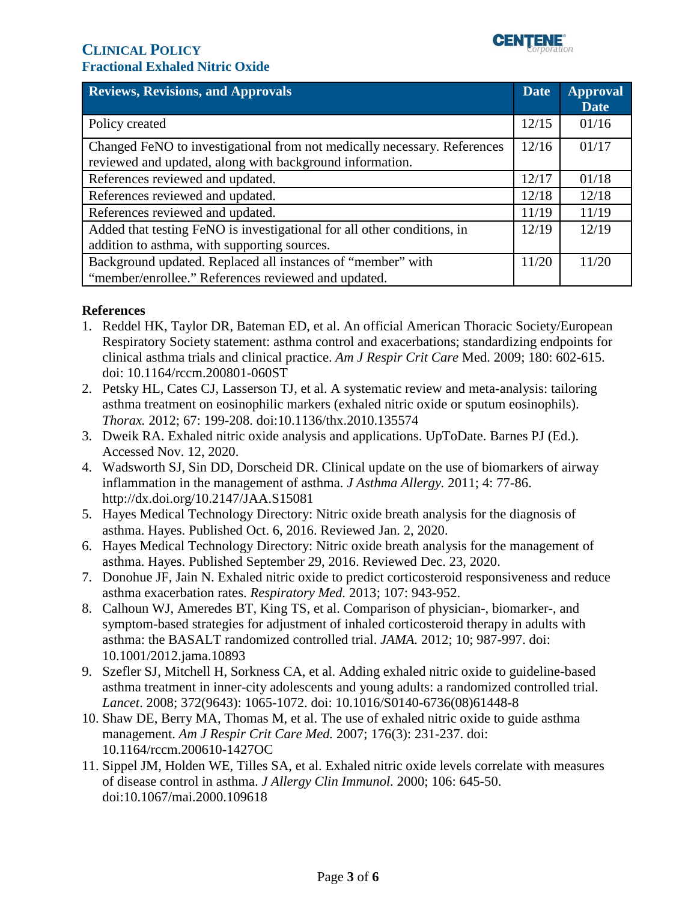| Reviews, Revisions, and Approvals | Date | Approval Date |
|---|---|---|
| Policy created | 12/15 | 01/16 |
| Changed FeNO to investigational from not medically necessary. References reviewed and updated, along with background information. | 12/16 | 01/17 |
| References reviewed and updated. | 12/17 | 01/18 |
| References reviewed and updated. | 12/18 | 12/18 |
| References reviewed and updated. | 11/19 | 11/19 |
| Added that testing FeNO is investigational for all other conditions, in addition to asthma, with supporting sources. | 12/19 | 12/19 |
| Background updated. Replaced all instances of "member" with "member/enrollee." References reviewed and updated. | 11/20 | 11/20 |

**References**

1. Reddel HK, Taylor DR, Bateman ED, et al. An official American Thoracic Society/European Respiratory Society statement: asthma control and exacerbations; standardizing endpoints for clinical asthma trials and clinical practice. *Am J Respir Crit Care* Med. 2009; 180: 602-615. doi: 10.1164/rccm.200801-060ST
2. Petsky HL, Cates CJ, Lasserson TJ, et al. A systematic review and meta-analysis: tailoring asthma treatment on eosinophilic markers (exhaled nitric oxide or sputum eosinophils). *Thorax.* 2012; 67: 199-208. doi:10.1136/thx.2010.135574
3. Dweik RA. Exhaled nitric oxide analysis and applications. UpToDate. Barnes PJ (Ed.). Accessed Nov. 12, 2020.
4. Wadsworth SJ, Sin DD, Dorscheid DR. Clinical update on the use of biomarkers of airway inflammation in the management of asthma. *J Asthma Allergy.* 2011; 4: 77-86. http://dx.doi.org/10.2147/JAA.S15081
5. Hayes Medical Technology Directory: Nitric oxide breath analysis for the diagnosis of asthma. Hayes. Published Oct. 6, 2016. Reviewed Jan. 2, 2020.
6. Hayes Medical Technology Directory: Nitric oxide breath analysis for the management of asthma. Hayes. Published September 29, 2016. Reviewed Dec. 23, 2020.
7. Donohue JF, Jain N. Exhaled nitric oxide to predict corticosteroid responsiveness and reduce asthma exacerbation rates. *Respiratory Med.* 2013; 107: 943-952.
8. Calhoun WJ, Ameredes BT, King TS, et al. Comparison of physician-, biomarker-, and symptom-based strategies for adjustment of inhaled corticosteroid therapy in adults with asthma: the BASALT randomized controlled trial. *JAMA.* 2012; 10; 987-997. doi: 10.1001/2012.jama.10893
9. Szefler SJ, Mitchell H, Sorkness CA, et al. Adding exhaled nitric oxide to guideline-based asthma treatment in inner-city adolescents and young adults: a randomized controlled trial. *Lancet*. 2008; 372(9643): 1065-1072. doi: 10.1016/S0140-6736(08)61448-8
10. Shaw DE, Berry MA, Thomas M, et al. The use of exhaled nitric oxide to guide asthma management. *Am J Respir Crit Care Med.* 2007; 176(3): 231-237. doi: 10.1164/rccm.200610-1427OC
11. Sippel JM, Holden WE, Tilles SA, et al. Exhaled nitric oxide levels correlate with measures of disease control in asthma. *J Allergy Clin Immunol.* 2000; 106: 645-50. doi:10.1067/mai.2000.109618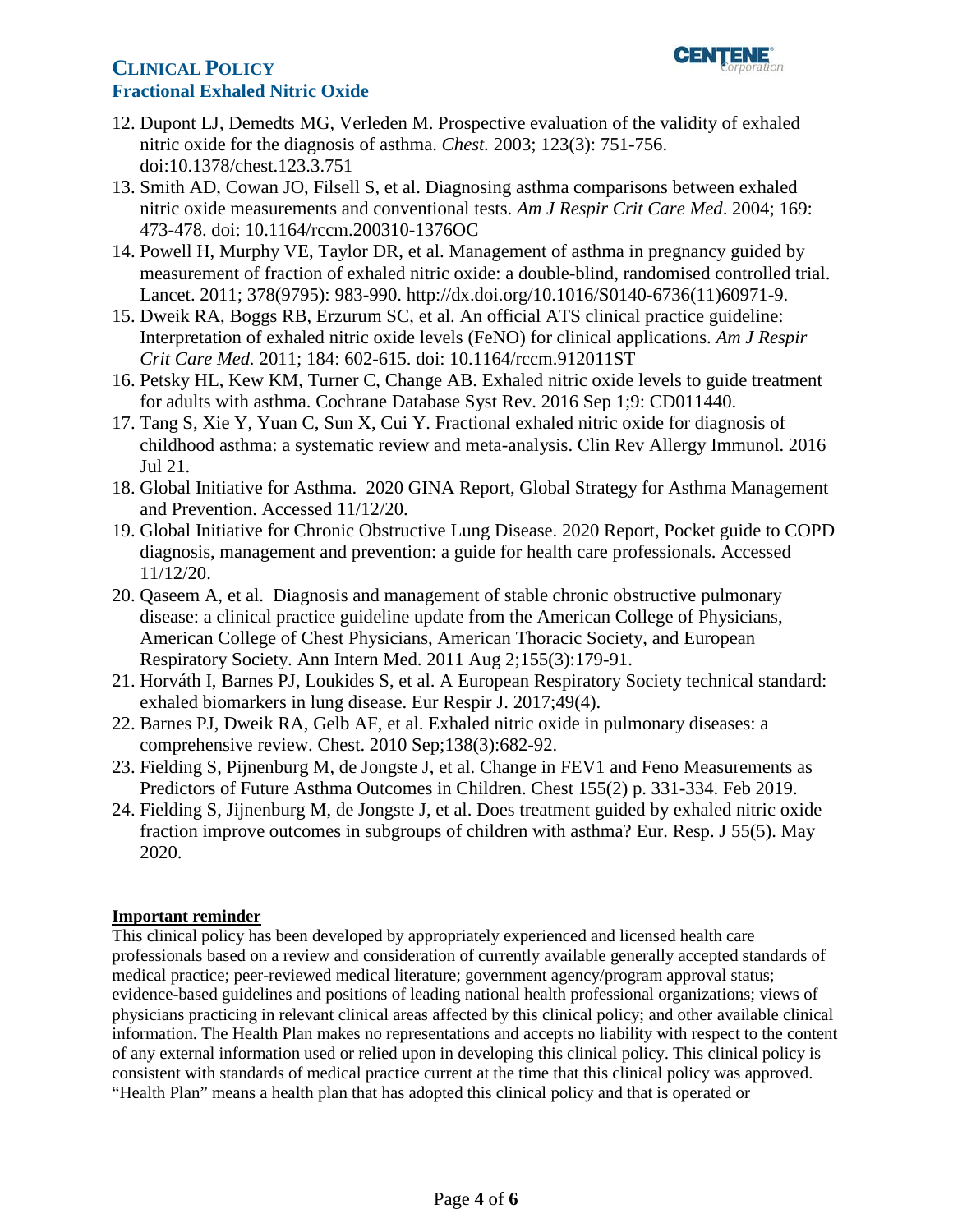12. Dupont LJ, Demedts MG, Verleden M. Prospective evaluation of the validity of exhaled nitric oxide for the diagnosis of asthma. *Chest.* 2003; 123(3): 751-756. doi:10.1378/chest.123.3.751
13. Smith AD, Cowan JO, Filsell S, et al. Diagnosing asthma comparisons between exhaled nitric oxide measurements and conventional tests. *Am J Respir Crit Care Med*. 2004; 169: 473-478. doi: 10.1164/rccm.200310-1376OC
14. Powell H, Murphy VE, Taylor DR, et al. Management of asthma in pregnancy guided by measurement of fraction of exhaled nitric oxide: a double-blind, randomised controlled trial. Lancet. 2011; 378(9795): 983-990. http://dx.doi.org/10.1016/S0140-6736(11)60971-9.
15. Dweik RA, Boggs RB, Erzurum SC, et al. An official ATS clinical practice guideline: Interpretation of exhaled nitric oxide levels (FeNO) for clinical applications. *Am J Respir Crit Care Med.* 2011; 184: 602-615. doi: 10.1164/rccm.912011ST
16. Petsky HL, Kew KM, Turner C, Change AB. Exhaled nitric oxide levels to guide treatment for adults with asthma. Cochrane Database Syst Rev. 2016 Sep 1;9: CD011440.
17. Tang S, Xie Y, Yuan C, Sun X, Cui Y. Fractional exhaled nitric oxide for diagnosis of childhood asthma: a systematic review and meta-analysis. Clin Rev Allergy Immunol. 2016 Jul 21.
18. Global Initiative for Asthma. 2020 GINA Report, Global Strategy for Asthma Management and Prevention. Accessed 11/12/20.
19. Global Initiative for Chronic Obstructive Lung Disease. 2020 Report, Pocket guide to COPD diagnosis, management and prevention: a guide for health care professionals. Accessed 11/12/20.
20. Qaseem A, et al. Diagnosis and management of stable chronic obstructive pulmonary disease: a clinical practice guideline update from the American College of Physicians, American College of Chest Physicians, American Thoracic Society, and European Respiratory Society. Ann Intern Med. 2011 Aug 2;155(3):179-91.
21. Horváth I, Barnes PJ, Loukides S, et al. A European Respiratory Society technical standard: exhaled biomarkers in lung disease. Eur Respir J. 2017;49(4).
22. Barnes PJ, Dweik RA, Gelb AF, et al. Exhaled nitric oxide in pulmonary diseases: a comprehensive review. Chest. 2010 Sep;138(3):682-92.
23. Fielding S, Pijnenburg M, de Jongste J, et al. Change in FEV1 and Feno Measurements as Predictors of Future Asthma Outcomes in Children. Chest 155(2) p. 331-334. Feb 2019.
24. Fielding S, Jijnenburg M, de Jongste J, et al. Does treatment guided by exhaled nitric oxide fraction improve outcomes in subgroups of children with asthma? Eur. Resp. J 55(5). May 2020.

**Important reminder**

This clinical policy has been developed by appropriately experienced and licensed health care professionals based on a review and consideration of currently available generally accepted standards of medical practice; peer-reviewed medical literature; government agency/program approval status; evidence-based guidelines and positions of leading national health professional organizations; views of physicians practicing in relevant clinical areas affected by this clinical policy; and other available clinical information. The Health Plan makes no representations and accepts no liability with respect to the content of any external information used or relied upon in developing this clinical policy. This clinical policy is consistent with standards of medical practice current at the time that this clinical policy was approved. "Health Plan" means a health plan that has adopted this clinical policy and that is operated or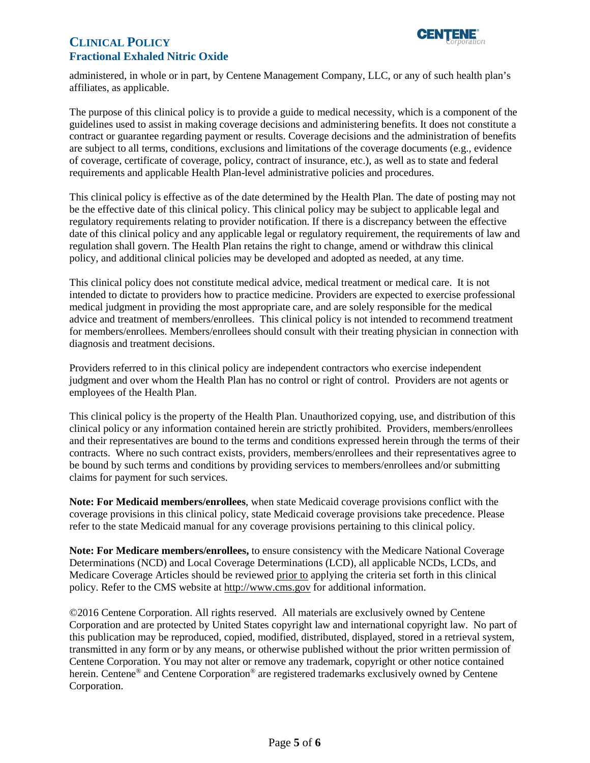administered, in whole or in part, by Centene Management Company, LLC, or any of such health plan's affiliates, as applicable.

The purpose of this clinical policy is to provide a guide to medical necessity, which is a component of the guidelines used to assist in making coverage decisions and administering benefits. It does not constitute a contract or guarantee regarding payment or results. Coverage decisions and the administration of benefits are subject to all terms, conditions, exclusions and limitations of the coverage documents (e.g., evidence of coverage, certificate of coverage, policy, contract of insurance, etc.), as well as to state and federal requirements and applicable Health Plan-level administrative policies and procedures.

This clinical policy is effective as of the date determined by the Health Plan. The date of posting may not be the effective date of this clinical policy. This clinical policy may be subject to applicable legal and regulatory requirements relating to provider notification. If there is a discrepancy between the effective date of this clinical policy and any applicable legal or regulatory requirement, the requirements of law and regulation shall govern. The Health Plan retains the right to change, amend or withdraw this clinical policy, and additional clinical policies may be developed and adopted as needed, at any time.

This clinical policy does not constitute medical advice, medical treatment or medical care. It is not intended to dictate to providers how to practice medicine. Providers are expected to exercise professional medical judgment in providing the most appropriate care, and are solely responsible for the medical advice and treatment of members/enrollees. This clinical policy is not intended to recommend treatment for members/enrollees. Members/enrollees should consult with their treating physician in connection with diagnosis and treatment decisions.

Providers referred to in this clinical policy are independent contractors who exercise independent judgment and over whom the Health Plan has no control or right of control. Providers are not agents or employees of the Health Plan.

This clinical policy is the property of the Health Plan. Unauthorized copying, use, and distribution of this clinical policy or any information contained herein are strictly prohibited. Providers, members/enrollees and their representatives are bound to the terms and conditions expressed herein through the terms of their contracts. Where no such contract exists, providers, members/enrollees and their representatives agree to be bound by such terms and conditions by providing services to members/enrollees and/or submitting claims for payment for such services.

**Note: For Medicaid members/enrollees**, when state Medicaid coverage provisions conflict with the coverage provisions in this clinical policy, state Medicaid coverage provisions take precedence. Please refer to the state Medicaid manual for any coverage provisions pertaining to this clinical policy.

**Note: For Medicare members/enrollees,** to ensure consistency with the Medicare National Coverage Determinations (NCD) and Local Coverage Determinations (LCD), all applicable NCDs, LCDs, and Medicare Coverage Articles should be reviewed prior to applying the criteria set forth in this clinical policy. Refer to the CMS website at http://www.cms.gov for additional information.

©2016 Centene Corporation. All rights reserved. All materials are exclusively owned by Centene Corporation and are protected by United States copyright law and international copyright law. No part of this publication may be reproduced, copied, modified, distributed, displayed, stored in a retrieval system, transmitted in any form or by any means, or otherwise published without the prior written permission of Centene Corporation. You may not alter or remove any trademark, copyright or other notice contained herein. Centene® and Centene Corporation® are registered trademarks exclusively owned by Centene Corporation.